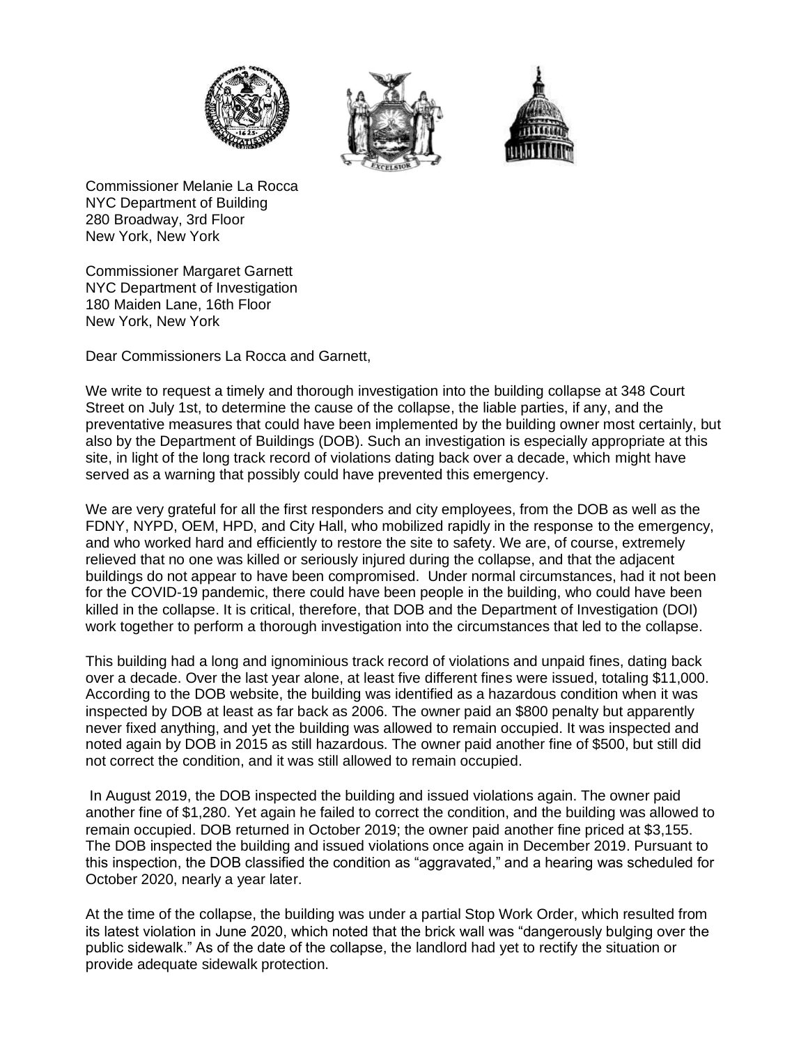Commissioner Melanie La Rocca
NYC Department of Building
280 Broadway, 3rd Floor
New York, New York

Commissioner Margaret Garnett
NYC Department of Investigation
180 Maiden Lane, 16th Floor
New York, New York

Dear Commissioners La Rocca and Garnett,

We write to request a timely and thorough investigation into the building collapse at 348 Court Street on July 1st, to determine the cause of the collapse, the liable parties, if any, and the preventative measures that could have been implemented by the building owner most certainly, but also by the Department of Buildings (DOB). Such an investigation is especially appropriate at this site, in light of the long track record of violations dating back over a decade, which might have served as a warning that possibly could have prevented this emergency.

We are very grateful for all the first responders and city employees, from the DOB as well as the FDNY, NYPD, OEM, HPD, and City Hall, who mobilized rapidly in the response to the emergency, and who worked hard and efficiently to restore the site to safety. We are, of course, extremely relieved that no one was killed or seriously injured during the collapse, and that the adjacent buildings do not appear to have been compromised. Under normal circumstances, had it not been for the COVID-19 pandemic, there could have been people in the building, who could have been killed in the collapse. It is critical, therefore, that DOB and the Department of Investigation (DOI) work together to perform a thorough investigation into the circumstances that led to the collapse.

This building had a long and ignominious track record of violations and unpaid fines, dating back over a decade. Over the last year alone, at least five different fines were issued, totaling $11,000. According to the DOB website, the building was identified as a hazardous condition when it was inspected by DOB at least as far back as 2006. The owner paid an $800 penalty but apparently never fixed anything, and yet the building was allowed to remain occupied. It was inspected and noted again by DOB in 2015 as still hazardous. The owner paid another fine of $500, but still did not correct the condition, and it was still allowed to remain occupied.

In August 2019, the DOB inspected the building and issued violations again. The owner paid another fine of $1,280. Yet again he failed to correct the condition, and the building was allowed to remain occupied. DOB returned in October 2019; the owner paid another fine priced at $3,155. The DOB inspected the building and issued violations once again in December 2019. Pursuant to this inspection, the DOB classified the condition as "aggravated," and a hearing was scheduled for October 2020, nearly a year later.

At the time of the collapse, the building was under a partial Stop Work Order, which resulted from its latest violation in June 2020, which noted that the brick wall was "dangerously bulging over the public sidewalk." As of the date of the collapse, the landlord had yet to rectify the situation or provide adequate sidewalk protection.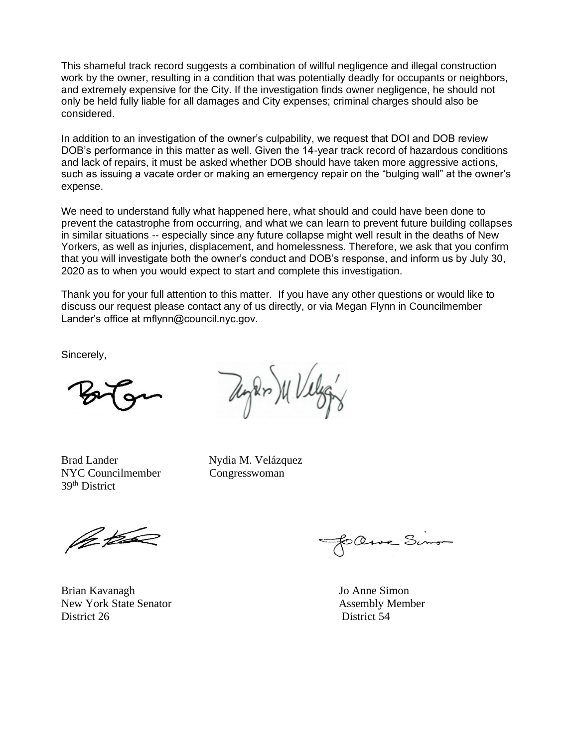This shameful track record suggests a combination of willful negligence and illegal construction work by the owner, resulting in a condition that was potentially deadly for occupants or neighbors, and extremely expensive for the City. If the investigation finds owner negligence, he should not only be held fully liable for all damages and City expenses; criminal charges should also be considered.

In addition to an investigation of the owner's culpability, we request that DOI and DOB review DOB's performance in this matter as well. Given the 14-year track record of hazardous conditions and lack of repairs, it must be asked whether DOB should have taken more aggressive actions, such as issuing a vacate order or making an emergency repair on the "bulging wall" at the owner's expense.

We need to understand fully what happened here, what should and could have been done to prevent the catastrophe from occurring, and what we can learn to prevent future building collapses in similar situations -- especially since any future collapse might well result in the deaths of New Yorkers, as well as injuries, displacement, and homelessness. Therefore, we ask that you confirm that you will investigate both the owner's conduct and DOB's response, and inform us by July 30, 2020 as to when you would expect to start and complete this investigation.

Thank you for your full attention to this matter. If you have any other questions or would like to discuss our request please contact any of us directly, or via Megan Flynn in Councilmember Lander's office at mflynn@council.nyc.gov.

Sincerely,

Brad Lander
NYC Councilmember
39th District

Nydia M. Velázquez
Congresswoman

Brian Kavanagh
New York State Senator
District 26

Jo Anne Simon
Assembly Member
District 54